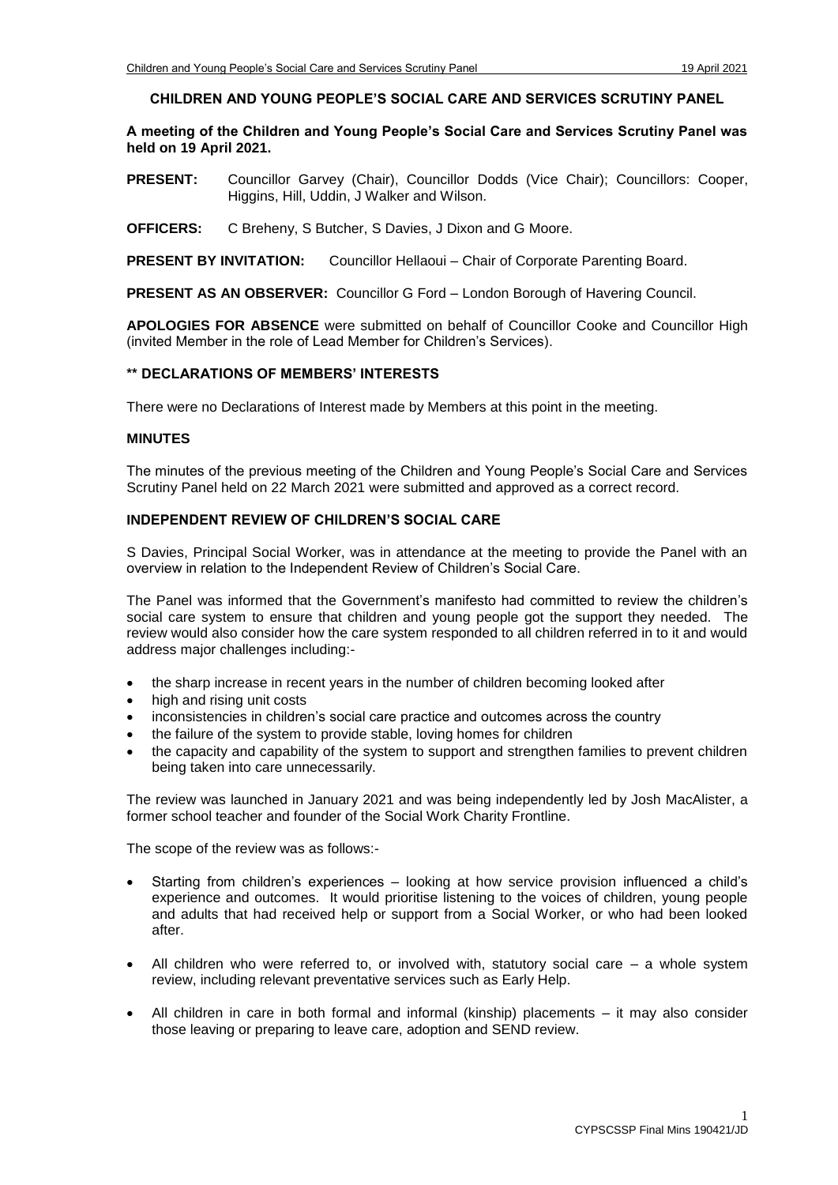# CHILDREN AND YOUNG PEOPLE'S SOCIAL CARE AND SERVICES SCRUTINY PANEL

**A meeting of the Children and Young People's Social Care and Services Scrutiny Panel was held on 19 April 2021.**

**PRESENT:** Councillor Garvey (Chair), Councillor Dodds (Vice Chair); Councillors: Cooper, Higgins, Hill, Uddin, J Walker and Wilson.

**OFFICERS:** C Breheny, S Butcher, S Davies, J Dixon and G Moore.

**PRESENT BY INVITATION:** Councillor Hellaoui – Chair of Corporate Parenting Board.

**PRESENT AS AN OBSERVER:** Councillor G Ford – London Borough of Havering Council.

**APOLOGIES FOR ABSENCE** were submitted on behalf of Councillor Cooke and Councillor High (invited Member in the role of Lead Member for Children's Services).

## ** DECLARATIONS OF MEMBERS' INTERESTS

There were no Declarations of Interest made by Members at this point in the meeting.

## MINUTES

The minutes of the previous meeting of the Children and Young People's Social Care and Services Scrutiny Panel held on 22 March 2021 were submitted and approved as a correct record.

## INDEPENDENT REVIEW OF CHILDREN'S SOCIAL CARE

S Davies, Principal Social Worker, was in attendance at the meeting to provide the Panel with an overview in relation to the Independent Review of Children's Social Care.

The Panel was informed that the Government's manifesto had committed to review the children's social care system to ensure that children and young people got the support they needed. The review would also consider how the care system responded to all children referred in to it and would address major challenges including:-

- the sharp increase in recent years in the number of children becoming looked after
- high and rising unit costs
- inconsistencies in children's social care practice and outcomes across the country
- the failure of the system to provide stable, loving homes for children
- the capacity and capability of the system to support and strengthen families to prevent children being taken into care unnecessarily.

The review was launched in January 2021 and was being independently led by Josh MacAlister, a former school teacher and founder of the Social Work Charity Frontline.

The scope of the review was as follows:-

- Starting from children's experiences – looking at how service provision influenced a child's experience and outcomes. It would prioritise listening to the voices of children, young people and adults that had received help or support from a Social Worker, or who had been looked after.
- All children who were referred to, or involved with, statutory social care – a whole system review, including relevant preventative services such as Early Help.
- All children in care in both formal and informal (kinship) placements – it may also consider those leaving or preparing to leave care, adoption and SEND review.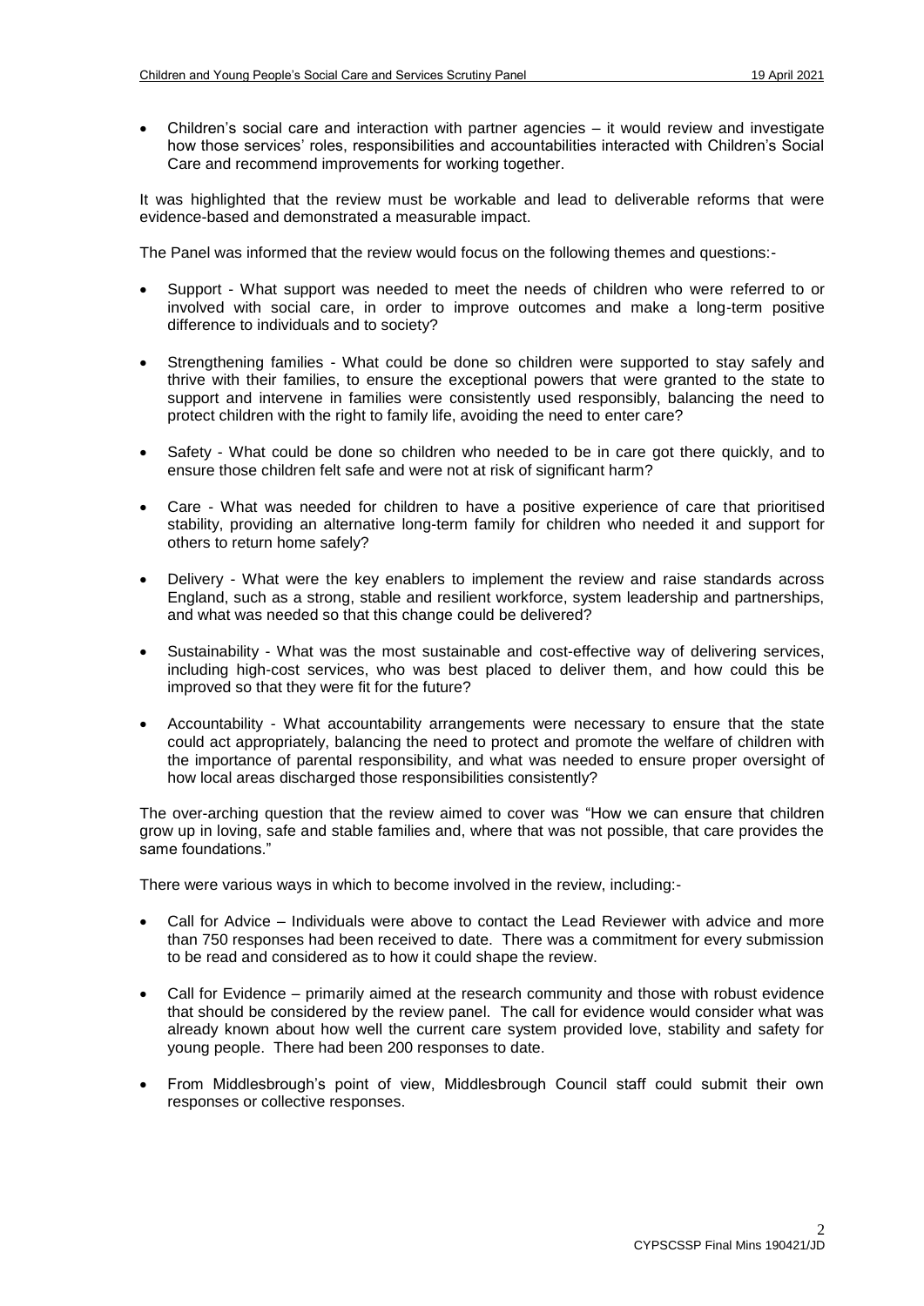- Children's social care and interaction with partner agencies – it would review and investigate how those services' roles, responsibilities and accountabilities interacted with Children's Social Care and recommend improvements for working together.

It was highlighted that the review must be workable and lead to deliverable reforms that were evidence-based and demonstrated a measurable impact.

The Panel was informed that the review would focus on the following themes and questions:-

- Support - What support was needed to meet the needs of children who were referred to or involved with social care, in order to improve outcomes and make a long-term positive difference to individuals and to society?
- Strengthening families - What could be done so children were supported to stay safely and thrive with their families, to ensure the exceptional powers that were granted to the state to support and intervene in families were consistently used responsibly, balancing the need to protect children with the right to family life, avoiding the need to enter care?
- Safety - What could be done so children who needed to be in care got there quickly, and to ensure those children felt safe and were not at risk of significant harm?
- Care - What was needed for children to have a positive experience of care that prioritised stability, providing an alternative long-term family for children who needed it and support for others to return home safely?
- Delivery - What were the key enablers to implement the review and raise standards across England, such as a strong, stable and resilient workforce, system leadership and partnerships, and what was needed so that this change could be delivered?
- Sustainability - What was the most sustainable and cost-effective way of delivering services, including high-cost services, who was best placed to deliver them, and how could this be improved so that they were fit for the future?
- Accountability - What accountability arrangements were necessary to ensure that the state could act appropriately, balancing the need to protect and promote the welfare of children with the importance of parental responsibility, and what was needed to ensure proper oversight of how local areas discharged those responsibilities consistently?

The over-arching question that the review aimed to cover was "How we can ensure that children grow up in loving, safe and stable families and, where that was not possible, that care provides the same foundations."

There were various ways in which to become involved in the review, including:-

- Call for Advice – Individuals were above to contact the Lead Reviewer with advice and more than 750 responses had been received to date. There was a commitment for every submission to be read and considered as to how it could shape the review.
- Call for Evidence – primarily aimed at the research community and those with robust evidence that should be considered by the review panel. The call for evidence would consider what was already known about how well the current care system provided love, stability and safety for young people. There had been 200 responses to date.
- From Middlesbrough's point of view, Middlesbrough Council staff could submit their own responses or collective responses.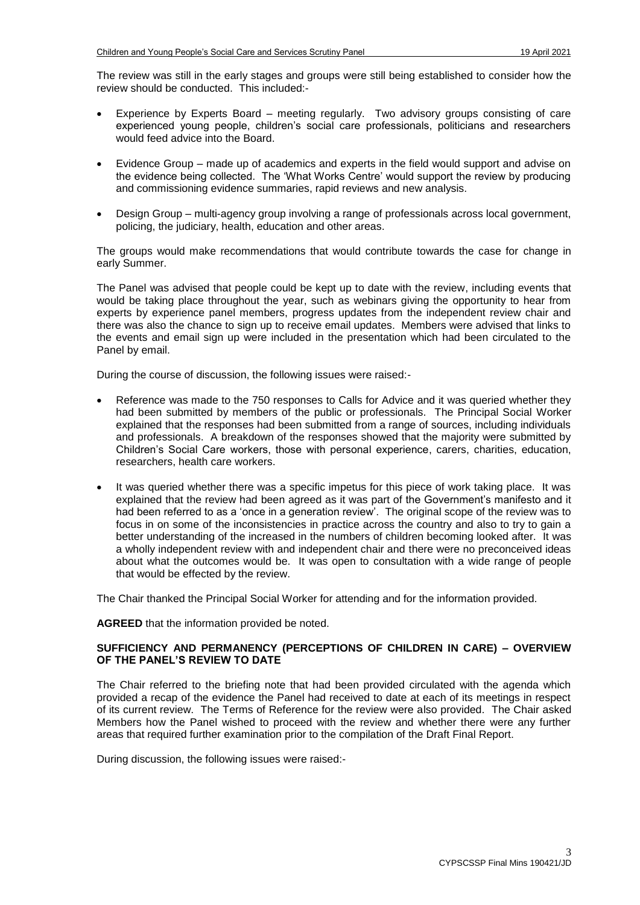The review was still in the early stages and groups were still being established to consider how the review should be conducted. This included:-

- Experience by Experts Board – meeting regularly. Two advisory groups consisting of care experienced young people, children's social care professionals, politicians and researchers would feed advice into the Board.

- Evidence Group – made up of academics and experts in the field would support and advise on the evidence being collected. The 'What Works Centre' would support the review by producing and commissioning evidence summaries, rapid reviews and new analysis.

- Design Group – multi-agency group involving a range of professionals across local government, policing, the judiciary, health, education and other areas.

The groups would make recommendations that would contribute towards the case for change in early Summer.

The Panel was advised that people could be kept up to date with the review, including events that would be taking place throughout the year, such as webinars giving the opportunity to hear from experts by experience panel members, progress updates from the independent review chair and there was also the chance to sign up to receive email updates. Members were advised that links to the events and email sign up were included in the presentation which had been circulated to the Panel by email.

During the course of discussion, the following issues were raised:-

- Reference was made to the 750 responses to Calls for Advice and it was queried whether they had been submitted by members of the public or professionals. The Principal Social Worker explained that the responses had been submitted from a range of sources, including individuals and professionals. A breakdown of the responses showed that the majority were submitted by Children's Social Care workers, those with personal experience, carers, charities, education, researchers, health care workers.

- It was queried whether there was a specific impetus for this piece of work taking place. It was explained that the review had been agreed as it was part of the Government's manifesto and it had been referred to as a 'once in a generation review'. The original scope of the review was to focus in on some of the inconsistencies in practice across the country and also to try to gain a better understanding of the increased in the numbers of children becoming looked after. It was a wholly independent review with and independent chair and there were no preconceived ideas about what the outcomes would be. It was open to consultation with a wide range of people that would be effected by the review.

The Chair thanked the Principal Social Worker for attending and for the information provided.

**AGREED** that the information provided be noted.

**SUFFICIENCY AND PERMANENCY (PERCEPTIONS OF CHILDREN IN CARE) – OVERVIEW OF THE PANEL'S REVIEW TO DATE**

The Chair referred to the briefing note that had been provided circulated with the agenda which provided a recap of the evidence the Panel had received to date at each of its meetings in respect of its current review. The Terms of Reference for the review were also provided. The Chair asked Members how the Panel wished to proceed with the review and whether there were any further areas that required further examination prior to the compilation of the Draft Final Report.

During discussion, the following issues were raised:-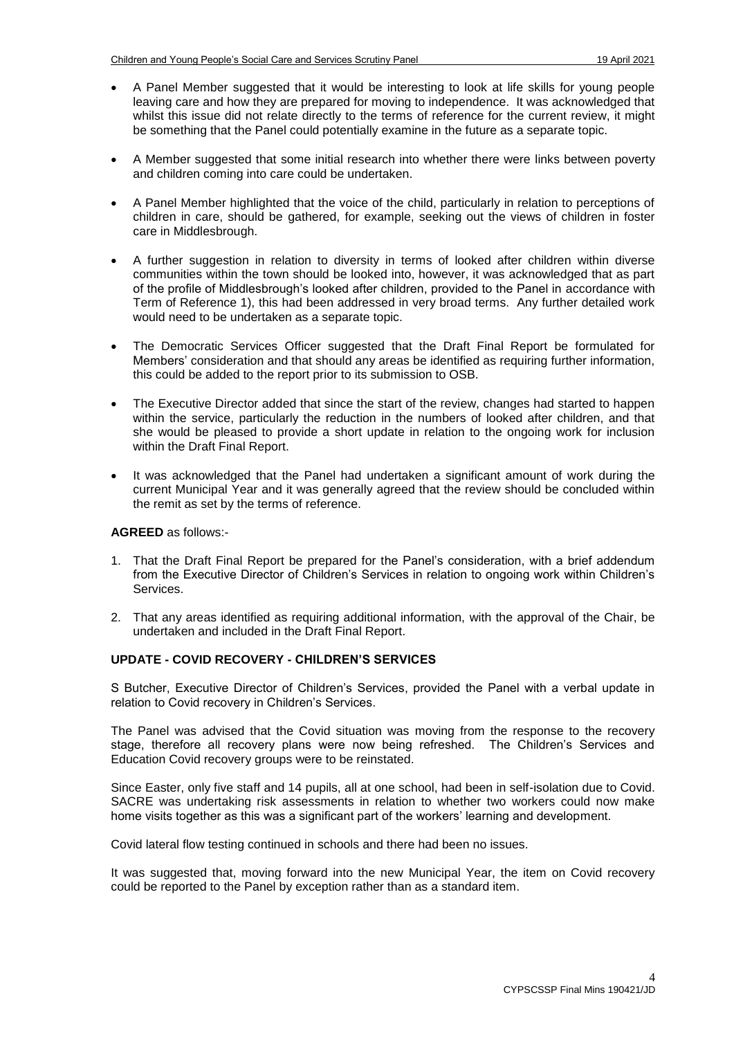- A Panel Member suggested that it would be interesting to look at life skills for young people leaving care and how they are prepared for moving to independence. It was acknowledged that whilst this issue did not relate directly to the terms of reference for the current review, it might be something that the Panel could potentially examine in the future as a separate topic.

- A Member suggested that some initial research into whether there were links between poverty and children coming into care could be undertaken.

- A Panel Member highlighted that the voice of the child, particularly in relation to perceptions of children in care, should be gathered, for example, seeking out the views of children in foster care in Middlesbrough.

- A further suggestion in relation to diversity in terms of looked after children within diverse communities within the town should be looked into, however, it was acknowledged that as part of the profile of Middlesbrough's looked after children, provided to the Panel in accordance with Term of Reference 1), this had been addressed in very broad terms. Any further detailed work would need to be undertaken as a separate topic.

- The Democratic Services Officer suggested that the Draft Final Report be formulated for Members' consideration and that should any areas be identified as requiring further information, this could be added to the report prior to its submission to OSB.

- The Executive Director added that since the start of the review, changes had started to happen within the service, particularly the reduction in the numbers of looked after children, and that she would be pleased to provide a short update in relation to the ongoing work for inclusion within the Draft Final Report.

- It was acknowledged that the Panel had undertaken a significant amount of work during the current Municipal Year and it was generally agreed that the review should be concluded within the remit as set by the terms of reference.

**AGREED** as follows:-

1. That the Draft Final Report be prepared for the Panel's consideration, with a brief addendum from the Executive Director of Children's Services in relation to ongoing work within Children's Services.
2. That any areas identified as requiring additional information, with the approval of the Chair, be undertaken and included in the Draft Final Report.

**UPDATE - COVID RECOVERY - CHILDREN'S SERVICES**

S Butcher, Executive Director of Children's Services, provided the Panel with a verbal update in relation to Covid recovery in Children's Services.

The Panel was advised that the Covid situation was moving from the response to the recovery stage, therefore all recovery plans were now being refreshed. The Children's Services and Education Covid recovery groups were to be reinstated.

Since Easter, only five staff and 14 pupils, all at one school, had been in self-isolation due to Covid. SACRE was undertaking risk assessments in relation to whether two workers could now make home visits together as this was a significant part of the workers' learning and development.

Covid lateral flow testing continued in schools and there had been no issues.

It was suggested that, moving forward into the new Municipal Year, the item on Covid recovery could be reported to the Panel by exception rather than as a standard item.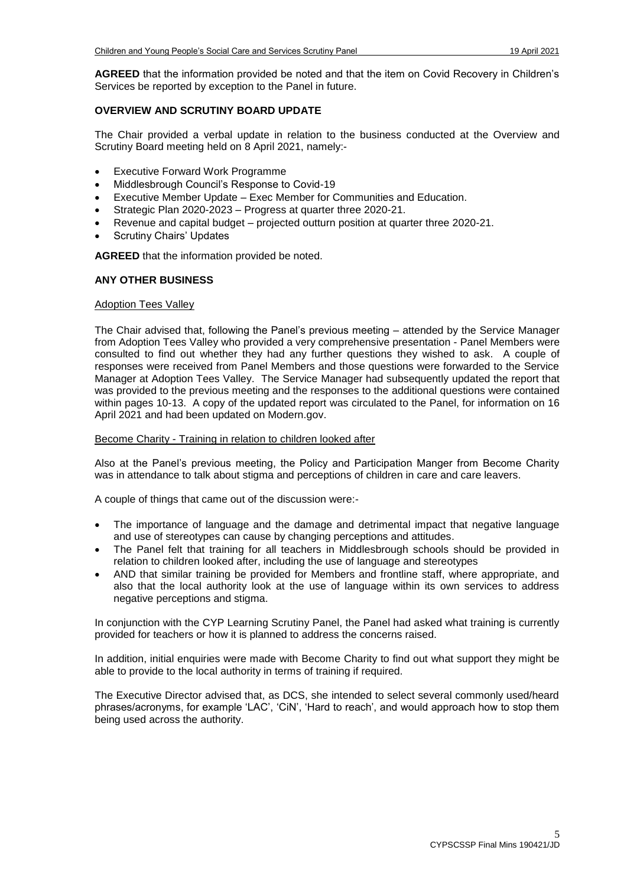**AGREED** that the information provided be noted and that the item on Covid Recovery in Children's Services be reported by exception to the Panel in future.

**OVERVIEW AND SCRUTINY BOARD UPDATE**

The Chair provided a verbal update in relation to the business conducted at the Overview and Scrutiny Board meeting held on 8 April 2021, namely:-

- Executive Forward Work Programme
- Middlesbrough Council's Response to Covid-19
- Executive Member Update – Exec Member for Communities and Education.
- Strategic Plan 2020-2023 – Progress at quarter three 2020-21.
- Revenue and capital budget – projected outturn position at quarter three 2020-21.
- Scrutiny Chairs' Updates

**AGREED** that the information provided be noted.

**ANY OTHER BUSINESS**

Adoption Tees Valley

The Chair advised that, following the Panel's previous meeting – attended by the Service Manager from Adoption Tees Valley who provided a very comprehensive presentation - Panel Members were consulted to find out whether they had any further questions they wished to ask. A couple of responses were received from Panel Members and those questions were forwarded to the Service Manager at Adoption Tees Valley. The Service Manager had subsequently updated the report that was provided to the previous meeting and the responses to the additional questions were contained within pages 10-13. A copy of the updated report was circulated to the Panel, for information on 16 April 2021 and had been updated on Modern.gov.

Become Charity - Training in relation to children looked after

Also at the Panel's previous meeting, the Policy and Participation Manger from Become Charity was in attendance to talk about stigma and perceptions of children in care and care leavers.

A couple of things that came out of the discussion were:-

- The importance of language and the damage and detrimental impact that negative language and use of stereotypes can cause by changing perceptions and attitudes.
- The Panel felt that training for all teachers in Middlesbrough schools should be provided in relation to children looked after, including the use of language and stereotypes
- AND that similar training be provided for Members and frontline staff, where appropriate, and also that the local authority look at the use of language within its own services to address negative perceptions and stigma.

In conjunction with the CYP Learning Scrutiny Panel, the Panel had asked what training is currently provided for teachers or how it is planned to address the concerns raised.

In addition, initial enquiries were made with Become Charity to find out what support they might be able to provide to the local authority in terms of training if required.

The Executive Director advised that, as DCS, she intended to select several commonly used/heard phrases/acronyms, for example 'LAC', 'CiN', 'Hard to reach', and would approach how to stop them being used across the authority.